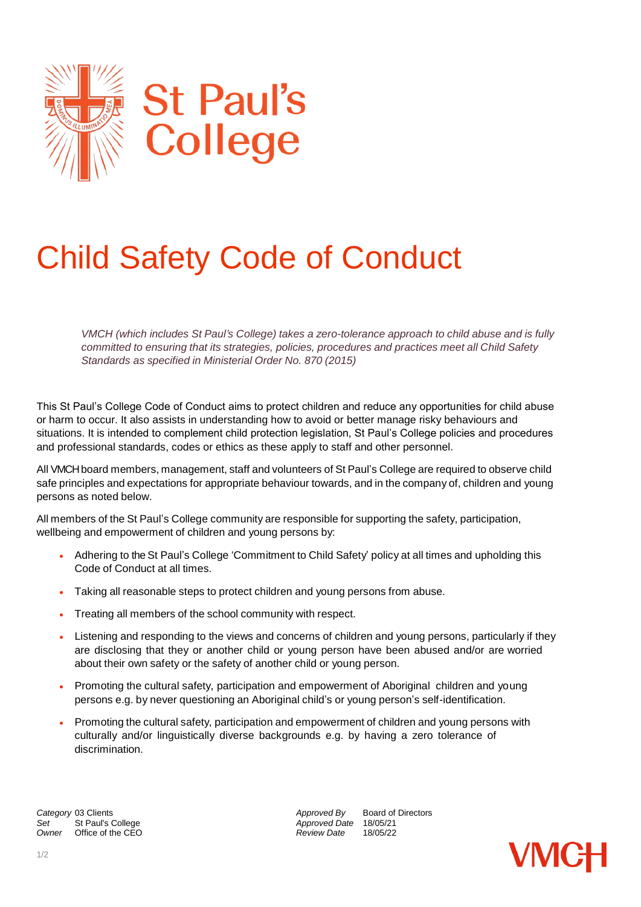St Paul's College

# Child Safety Code of Conduct

*VMCH (which includes St Paul's College) takes a zero-tolerance approach to child abuse and is fully committed to ensuring that its strategies, policies, procedures and practices meet all Child Safety Standards as specified in Ministerial Order No. 870 (2015)*

This St Paul's College Code of Conduct aims to protect children and reduce any opportunities for child abuse or harm to occur. It also assists in understanding how to avoid or better manage risky behaviours and situations. It is intended to complement child protection legislation, St Paul's College policies and procedures and professional standards, codes or ethics as these apply to staff and other personnel.

All VMCH board members, management, staff and volunteers of St Paul's College are required to observe child safe principles and expectations for appropriate behaviour towards, and in the company of, children and young persons as noted below.

All members of the St Paul's College community are responsible for supporting the safety, participation, wellbeing and empowerment of children and young persons by:

- Adhering to the St Paul's College 'Commitment to Child Safety' policy at all times and upholding this Code of Conduct at all times.
- Taking all reasonable steps to protect children and young persons from abuse.
- Treating all members of the school community with respect.
- Listening and responding to the views and concerns of children and young persons, particularly if they are disclosing that they or another child or young person have been abused and/or are worried about their own safety or the safety of another child or young person.
- Promoting the cultural safety, participation and empowerment of Aboriginal children and young persons e.g. by never questioning an Aboriginal child's or young person's self-identification.
- Promoting the cultural safety, participation and empowerment of children and young persons with culturally and/or linguistically diverse backgrounds e.g. by having a zero tolerance of discrimination.

*Category* 03 Clients
*Set* St Paul's College
*Owner* Office of the CEO

*Approved By* Board of Directors
*Approved Date* 18/05/21
*Review Date* 18/05/22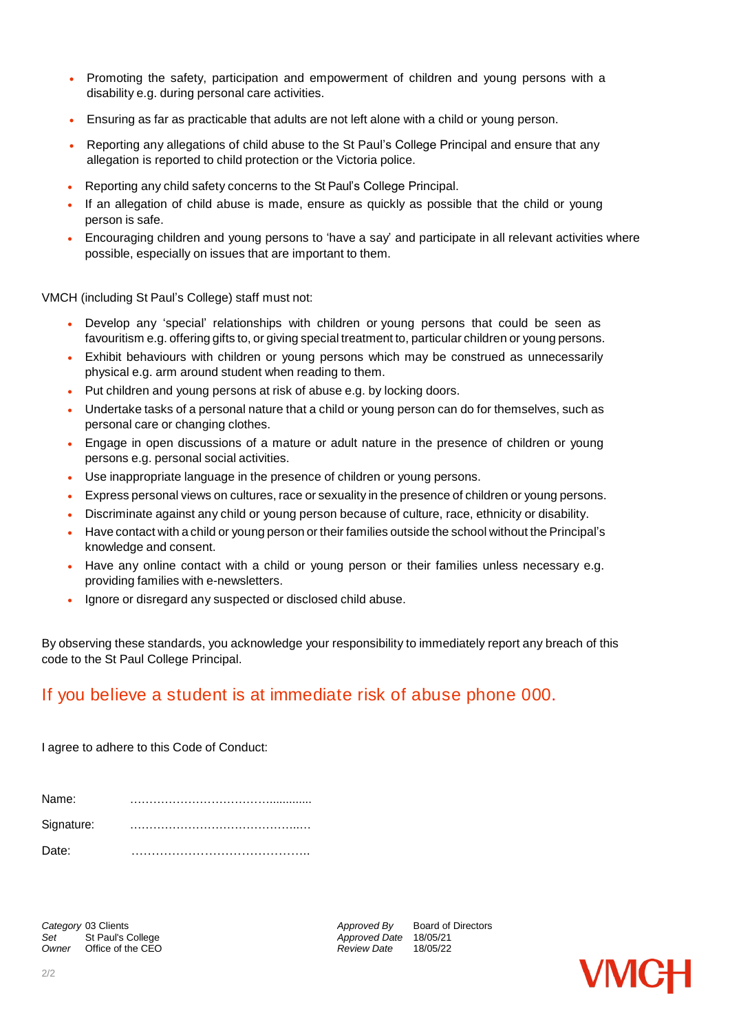- Promoting the safety, participation and empowerment of children and young persons with a disability e.g. during personal care activities.
- Ensuring as far as practicable that adults are not left alone with a child or young person.
- Reporting any allegations of child abuse to the St Paul's College Principal and ensure that any allegation is reported to child protection or the Victoria police.
- Reporting any child safety concerns to the St Paul's College Principal.
- If an allegation of child abuse is made, ensure as quickly as possible that the child or young person is safe.
- Encouraging children and young persons to 'have a say' and participate in all relevant activities where possible, especially on issues that are important to them.

VMCH (including St Paul's College) staff must not:

- Develop any 'special' relationships with children or young persons that could be seen as favouritism e.g. offering gifts to, or giving special treatment to, particular children or young persons.
- Exhibit behaviours with children or young persons which may be construed as unnecessarily physical e.g. arm around student when reading to them.
- Put children and young persons at risk of abuse e.g. by locking doors.
- Undertake tasks of a personal nature that a child or young person can do for themselves, such as personal care or changing clothes.
- Engage in open discussions of a mature or adult nature in the presence of children or young persons e.g. personal social activities.
- Use inappropriate language in the presence of children or young persons.
- Express personal views on cultures, race or sexuality in the presence of children or young persons.
- Discriminate against any child or young person because of culture, race, ethnicity or disability.
- Have contact with a child or young person or their families outside the school without the Principal's knowledge and consent.
- Have any online contact with a child or young person or their families unless necessary e.g. providing families with e-newsletters.
- Ignore or disregard any suspected or disclosed child abuse.

By observing these standards, you acknowledge your responsibility to immediately report any breach of this code to the St Paul College Principal.

## If you believe a student is at immediate risk of abuse phone 000.

I agree to adhere to this Code of Conduct:

Name: ……………………………….............

Signature: ……………………………………..…

Date: ……………………………………..

*Category* 03 Clients
*Set* St Paul's College
*Owner* Office of the CEO

*Approved By* Board of Directors
*Approved Date* 18/05/21
*Review Date* 18/05/22

VMCH